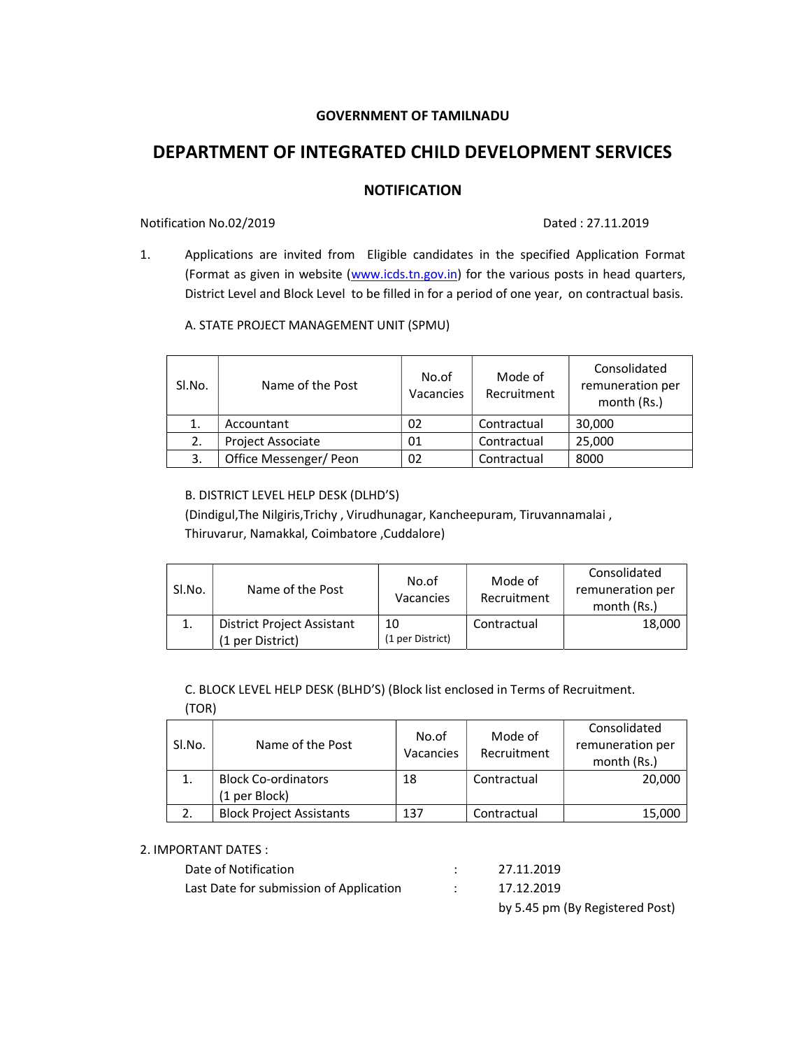**GOVERNMENT OF TAMILNADU**

# DEPARTMENT OF INTEGRATED CHILD DEVELOPMENT SERVICES

## NOTIFICATION

Notification No.02/2019 Dated : 27.11.2019

1. Applications are invited from Eligible candidates in the specified Application Format (Format as given in website ([www.icds.tn.gov.in](www.icds.tn.gov.in)) for the various posts in head quarters, District Level and Block Level to be filled in for a period of one year, on contractual basis.

A. STATE PROJECT MANAGEMENT UNIT (SPMU)

| Sl.No. | Name of the Post | No.of Vacancies | Mode of Recruitment | Consolidated remuneration per month (Rs.) |
|---|---|---|---|---|
| 1. | Accountant | 02 | Contractual | 30,000 |
| 2. | Project Associate | 01 | Contractual | 25,000 |
| 3. | Office Messenger/ Peon | 02 | Contractual | 8000 |

B. DISTRICT LEVEL HELP DESK (DLHD'S)
(Dindigul,The Nilgiris,Trichy , Virudhunagar, Kancheepuram, Tiruvannamalai , Thiruvarur, Namakkal, Coimbatore ,Cuddalore)

| Sl.No. | Name of the Post | No.of Vacancies | Mode of Recruitment | Consolidated remuneration per month (Rs.) |
|---|---|---|---|---|
| 1. | District Project Assistant (1 per District) | 10 (1 per District) | Contractual | 18,000 |

C. BLOCK LEVEL HELP DESK (BLHD'S) (Block list enclosed in Terms of Recruitment. (TOR)

| Sl.No. | Name of the Post | No.of Vacancies | Mode of Recruitment | Consolidated remuneration per month (Rs.) |
|---|---|---|---|---|
| 1. | Block Co-ordinators (1 per Block) | 18 | Contractual | 20,000 |
| 2. | Block Project Assistants | 137 | Contractual | 15,000 |

2. IMPORTANT DATES :

| | | |
|---|---|---|
| Date of Notification | : | 27.11.2019 |
| Last Date for submission of Application | : | 17.12.2019 by 5.45 pm (By Registered Post) |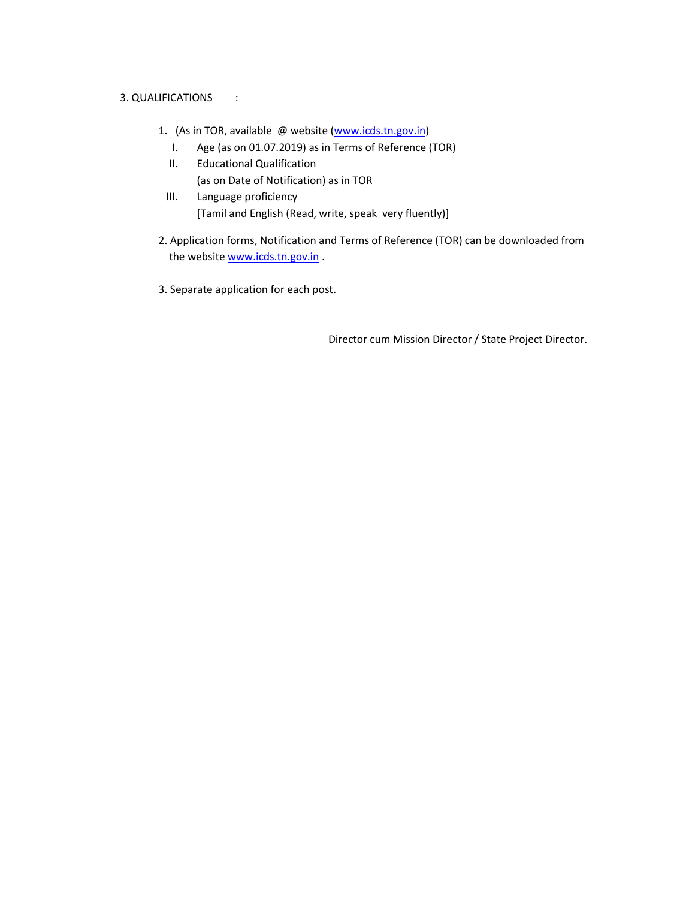3. QUALIFICATIONS :

1. (As in TOR, available @ website (www.icds.tn.gov.in)
   - I. Age (as on 01.07.2019) as in Terms of Reference (TOR)
   - II. Educational Qualification
     (as on Date of Notification) as in TOR
   - III. Language proficiency
     [Tamil and English (Read, write, speak very fluently)]

2. Application forms, Notification and Terms of Reference (TOR) can be downloaded from the website www.icds.tn.gov.in .

3. Separate application for each post.

Director cum Mission Director / State Project Director.